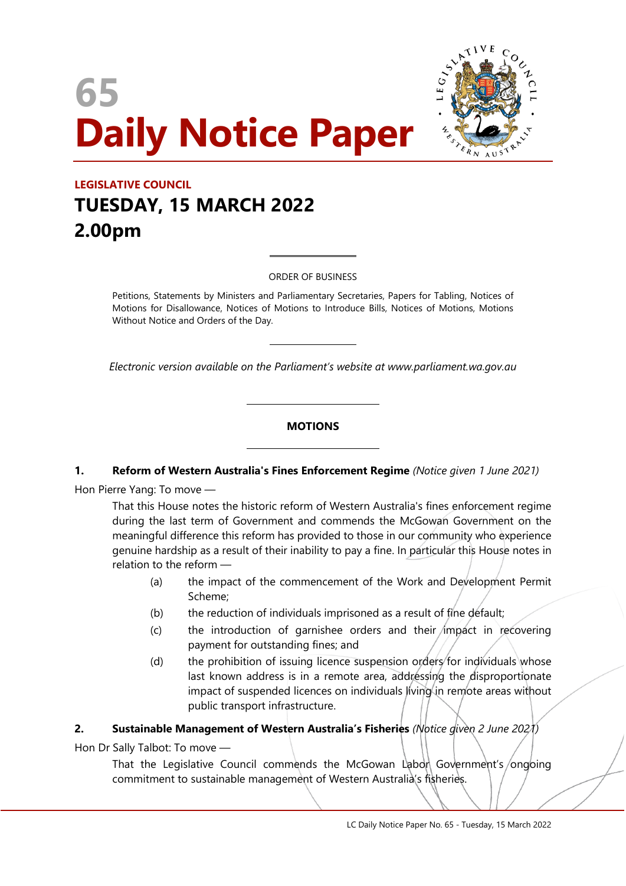# 65 Daily Notice Paper

**LEGISLATIVE COUNCIL**

## TUESDAY, 15 MARCH 2022

## 2.00pm

ORDER OF BUSINESS

Petitions, Statements by Ministers and Parliamentary Secretaries, Papers for Tabling, Notices of Motions for Disallowance, Notices of Motions to Introduce Bills, Notices of Motions, Motions Without Notice and Orders of the Day.

*Electronic version available on the Parliament's website at www.parliament.wa.gov.au*

### MOTIONS

**1. Reform of Western Australia's Fines Enforcement Regime** *(Notice given 1 June 2021)*

Hon Pierre Yang: To move —

That this House notes the historic reform of Western Australia's fines enforcement regime during the last term of Government and commends the McGowan Government on the meaningful difference this reform has provided to those in our community who experience genuine hardship as a result of their inability to pay a fine. In particular this House notes in relation to the reform —

(a) the impact of the commencement of the Work and Development Permit Scheme;

(b) the reduction of individuals imprisoned as a result of fine default;

(c) the introduction of garnishee orders and their impact in recovering payment for outstanding fines; and

(d) the prohibition of issuing licence suspension orders for individuals whose last known address is in a remote area, addressing the disproportionate impact of suspended licences on individuals living in remote areas without public transport infrastructure.

**2. Sustainable Management of Western Australia's Fisheries** *(Notice given 2 June 2021)*

Hon Dr Sally Talbot: To move —

That the Legislative Council commends the McGowan Labor Government's ongoing commitment to sustainable management of Western Australia's fisheries.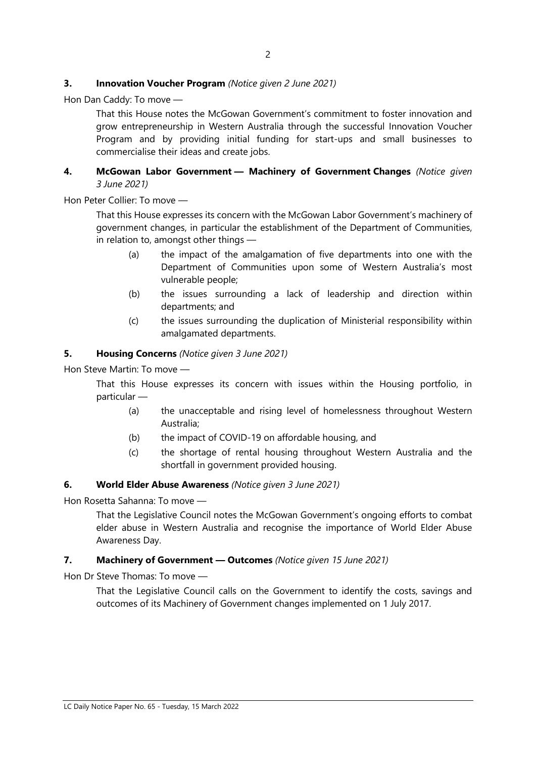**3. Innovation Voucher Program** *(Notice given 2 June 2021)*

Hon Dan Caddy: To move —

That this House notes the McGowan Government's commitment to foster innovation and grow entrepreneurship in Western Australia through the successful Innovation Voucher Program and by providing initial funding for start-ups and small businesses to commercialise their ideas and create jobs.

**4. McGowan Labor Government — Machinery of Government Changes** *(Notice given 3 June 2021)*

Hon Peter Collier: To move —

That this House expresses its concern with the McGowan Labor Government's machinery of government changes, in particular the establishment of the Department of Communities, in relation to, amongst other things —

(a) the impact of the amalgamation of five departments into one with the Department of Communities upon some of Western Australia's most vulnerable people;

(b) the issues surrounding a lack of leadership and direction within departments; and

(c) the issues surrounding the duplication of Ministerial responsibility within amalgamated departments.

**5. Housing Concerns** *(Notice given 3 June 2021)*

Hon Steve Martin: To move —

That this House expresses its concern with issues within the Housing portfolio, in particular —

(a) the unacceptable and rising level of homelessness throughout Western Australia;

(b) the impact of COVID-19 on affordable housing, and

(c) the shortage of rental housing throughout Western Australia and the shortfall in government provided housing.

**6. World Elder Abuse Awareness** *(Notice given 3 June 2021)*

Hon Rosetta Sahanna: To move —

That the Legislative Council notes the McGowan Government's ongoing efforts to combat elder abuse in Western Australia and recognise the importance of World Elder Abuse Awareness Day.

**7. Machinery of Government — Outcomes** *(Notice given 15 June 2021)*

Hon Dr Steve Thomas: To move —

That the Legislative Council calls on the Government to identify the costs, savings and outcomes of its Machinery of Government changes implemented on 1 July 2017.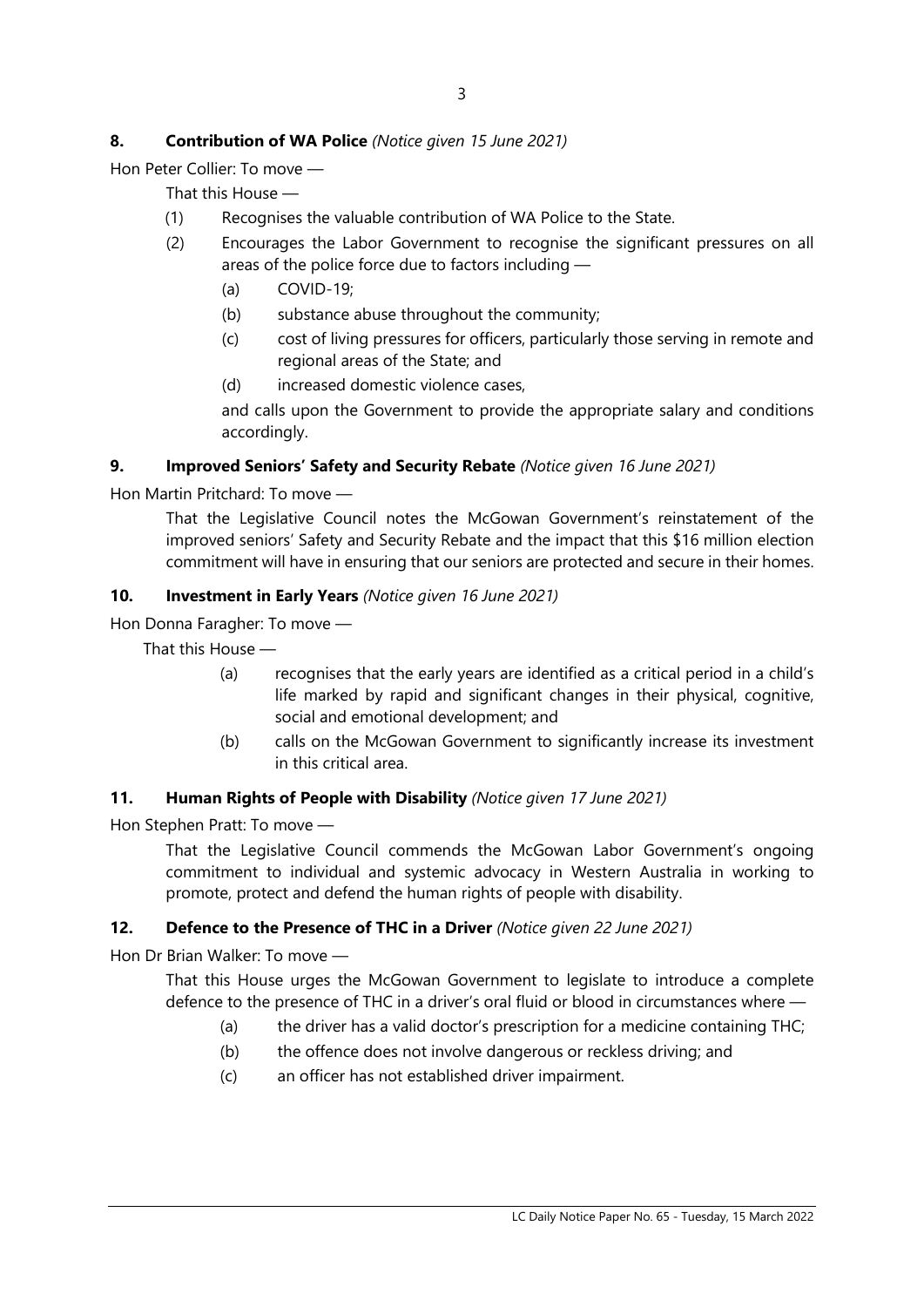**8. Contribution of WA Police** *(Notice given 15 June 2021)*

Hon Peter Collier: To move —

That this House —

(1) Recognises the valuable contribution of WA Police to the State.

(2) Encourages the Labor Government to recognise the significant pressures on all areas of the police force due to factors including —

(a) COVID-19;

(b) substance abuse throughout the community;

(c) cost of living pressures for officers, particularly those serving in remote and regional areas of the State; and

(d) increased domestic violence cases,

and calls upon the Government to provide the appropriate salary and conditions accordingly.

**9. Improved Seniors' Safety and Security Rebate** *(Notice given 16 June 2021)*

Hon Martin Pritchard: To move —

That the Legislative Council notes the McGowan Government's reinstatement of the improved seniors' Safety and Security Rebate and the impact that this $16 million election commitment will have in ensuring that our seniors are protected and secure in their homes.

**10. Investment in Early Years** *(Notice given 16 June 2021)*

Hon Donna Faragher: To move —

That this House —

(a) recognises that the early years are identified as a critical period in a child's life marked by rapid and significant changes in their physical, cognitive, social and emotional development; and

(b) calls on the McGowan Government to significantly increase its investment in this critical area.

**11. Human Rights of People with Disability** *(Notice given 17 June 2021)*

Hon Stephen Pratt: To move —

That the Legislative Council commends the McGowan Labor Government's ongoing commitment to individual and systemic advocacy in Western Australia in working to promote, protect and defend the human rights of people with disability.

**12. Defence to the Presence of THC in a Driver** *(Notice given 22 June 2021)*

Hon Dr Brian Walker: To move —

That this House urges the McGowan Government to legislate to introduce a complete defence to the presence of THC in a driver's oral fluid or blood in circumstances where —

(a) the driver has a valid doctor's prescription for a medicine containing THC;

(b) the offence does not involve dangerous or reckless driving; and

(c) an officer has not established driver impairment.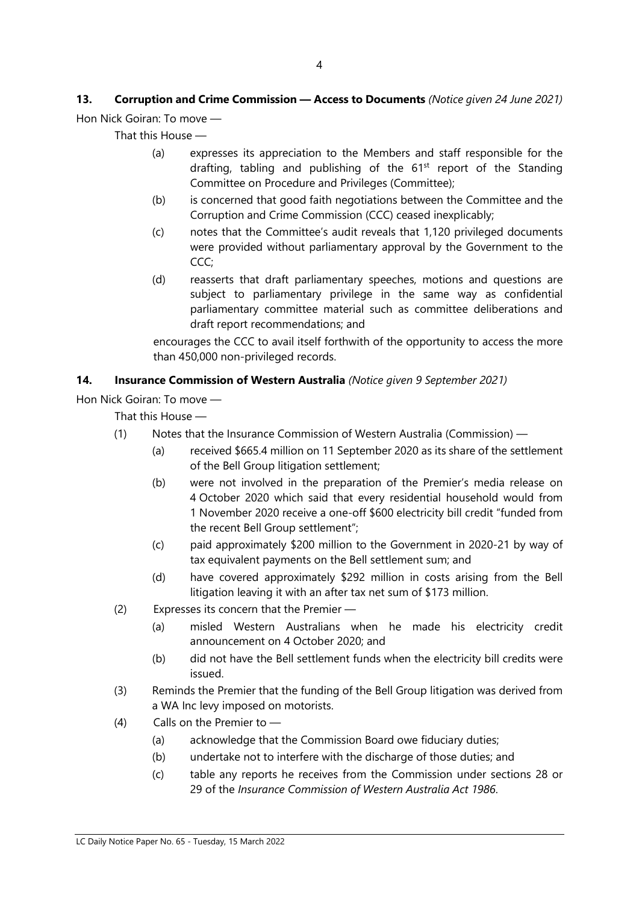### 13. Corruption and Crime Commission — Access to Documents *(Notice given 24 June 2021)*

Hon Nick Goiran: To move —

That this House —

(a) expresses its appreciation to the Members and staff responsible for the drafting, tabling and publishing of the 61st report of the Standing Committee on Procedure and Privileges (Committee);

(b) is concerned that good faith negotiations between the Committee and the Corruption and Crime Commission (CCC) ceased inexplicably;

(c) notes that the Committee's audit reveals that 1,120 privileged documents were provided without parliamentary approval by the Government to the CCC;

(d) reasserts that draft parliamentary speeches, motions and questions are subject to parliamentary privilege in the same way as confidential parliamentary committee material such as committee deliberations and draft report recommendations; and

encourages the CCC to avail itself forthwith of the opportunity to access the more than 450,000 non-privileged records.

### 14. Insurance Commission of Western Australia *(Notice given 9 September 2021)*

Hon Nick Goiran: To move —

That this House —

(1) Notes that the Insurance Commission of Western Australia (Commission) —

  (a) received $665.4 million on 11 September 2020 as its share of the settlement of the Bell Group litigation settlement;

  (b) were not involved in the preparation of the Premier's media release on 4 October 2020 which said that every residential household would from 1 November 2020 receive a one-off $600 electricity bill credit "funded from the recent Bell Group settlement";

  (c) paid approximately $200 million to the Government in 2020-21 by way of tax equivalent payments on the Bell settlement sum; and

  (d) have covered approximately $292 million in costs arising from the Bell litigation leaving it with an after tax net sum of $173 million.

(2) Expresses its concern that the Premier —

  (a) misled Western Australians when he made his electricity credit announcement on 4 October 2020; and

  (b) did not have the Bell settlement funds when the electricity bill credits were issued.

(3) Reminds the Premier that the funding of the Bell Group litigation was derived from a WA Inc levy imposed on motorists.

(4) Calls on the Premier to —

  (a) acknowledge that the Commission Board owe fiduciary duties;

  (b) undertake not to interfere with the discharge of those duties; and

  (c) table any reports he receives from the Commission under sections 28 or 29 of the *Insurance Commission of Western Australia Act 1986*.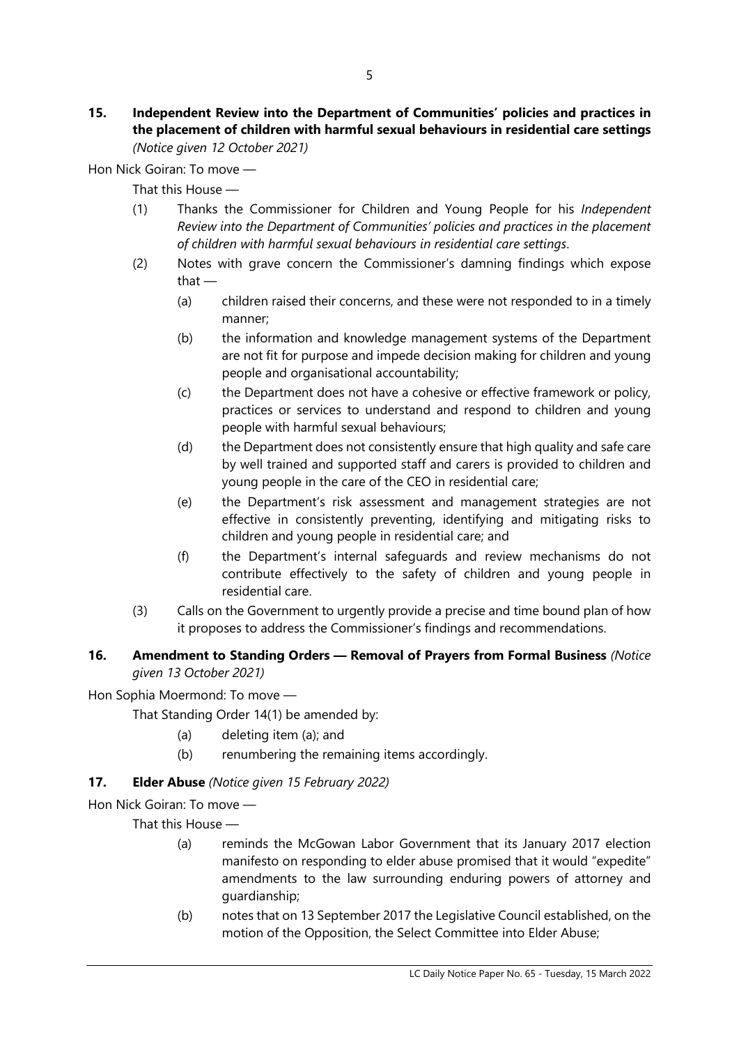**15. Independent Review into the Department of Communities' policies and practices in the placement of children with harmful sexual behaviours in residential care settings** *(Notice given 12 October 2021)*

Hon Nick Goiran: To move —

That this House —

(1) Thanks the Commissioner for Children and Young People for his *Independent Review into the Department of Communities' policies and practices in the placement of children with harmful sexual behaviours in residential care settings*.

(2) Notes with grave concern the Commissioner's damning findings which expose that —

(a) children raised their concerns, and these were not responded to in a timely manner;

(b) the information and knowledge management systems of the Department are not fit for purpose and impede decision making for children and young people and organisational accountability;

(c) the Department does not have a cohesive or effective framework or policy, practices or services to understand and respond to children and young people with harmful sexual behaviours;

(d) the Department does not consistently ensure that high quality and safe care by well trained and supported staff and carers is provided to children and young people in the care of the CEO in residential care;

(e) the Department's risk assessment and management strategies are not effective in consistently preventing, identifying and mitigating risks to children and young people in residential care; and

(f) the Department's internal safeguards and review mechanisms do not contribute effectively to the safety of children and young people in residential care.

(3) Calls on the Government to urgently provide a precise and time bound plan of how it proposes to address the Commissioner's findings and recommendations.

**16. Amendment to Standing Orders — Removal of Prayers from Formal Business** *(Notice given 13 October 2021)*

Hon Sophia Moermond: To move —

That Standing Order 14(1) be amended by:

(a) deleting item (a); and

(b) renumbering the remaining items accordingly.

**17. Elder Abuse** *(Notice given 15 February 2022)*

Hon Nick Goiran: To move —

That this House —

(a) reminds the McGowan Labor Government that its January 2017 election manifesto on responding to elder abuse promised that it would "expedite" amendments to the law surrounding enduring powers of attorney and guardianship;

(b) notes that on 13 September 2017 the Legislative Council established, on the motion of the Opposition, the Select Committee into Elder Abuse;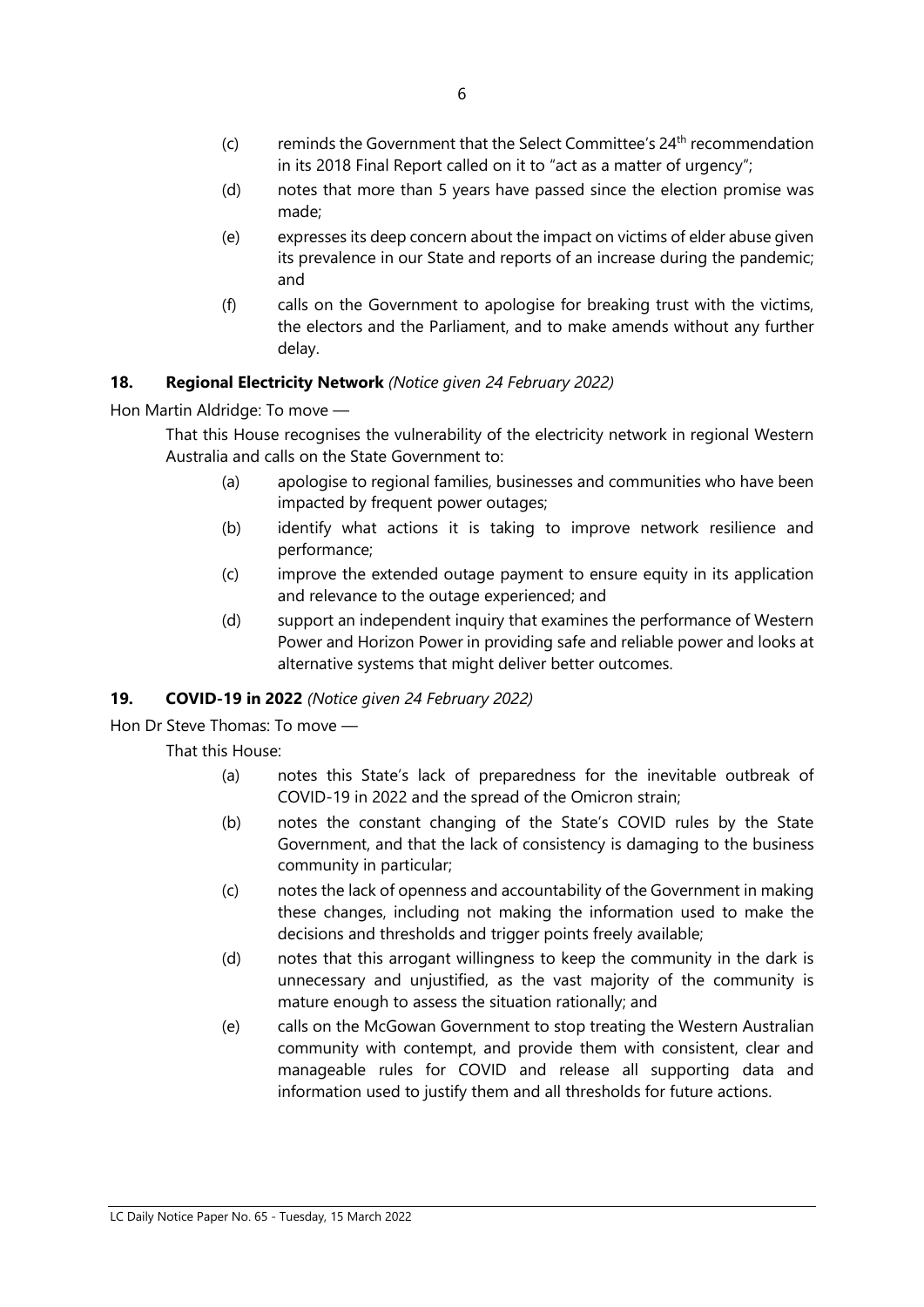(c) reminds the Government that the Select Committee's 24th recommendation in its 2018 Final Report called on it to "act as a matter of urgency";

(d) notes that more than 5 years have passed since the election promise was made;

(e) expresses its deep concern about the impact on victims of elder abuse given its prevalence in our State and reports of an increase during the pandemic; and

(f) calls on the Government to apologise for breaking trust with the victims, the electors and the Parliament, and to make amends without any further delay.

### 18. Regional Electricity Network *(Notice given 24 February 2022)*

Hon Martin Aldridge: To move —

That this House recognises the vulnerability of the electricity network in regional Western Australia and calls on the State Government to:

(a) apologise to regional families, businesses and communities who have been impacted by frequent power outages;

(b) identify what actions it is taking to improve network resilience and performance;

(c) improve the extended outage payment to ensure equity in its application and relevance to the outage experienced; and

(d) support an independent inquiry that examines the performance of Western Power and Horizon Power in providing safe and reliable power and looks at alternative systems that might deliver better outcomes.

### 19. COVID-19 in 2022 *(Notice given 24 February 2022)*

Hon Dr Steve Thomas: To move —

That this House:

(a) notes this State's lack of preparedness for the inevitable outbreak of COVID-19 in 2022 and the spread of the Omicron strain;

(b) notes the constant changing of the State's COVID rules by the State Government, and that the lack of consistency is damaging to the business community in particular;

(c) notes the lack of openness and accountability of the Government in making these changes, including not making the information used to make the decisions and thresholds and trigger points freely available;

(d) notes that this arrogant willingness to keep the community in the dark is unnecessary and unjustified, as the vast majority of the community is mature enough to assess the situation rationally; and

(e) calls on the McGowan Government to stop treating the Western Australian community with contempt, and provide them with consistent, clear and manageable rules for COVID and release all supporting data and information used to justify them and all thresholds for future actions.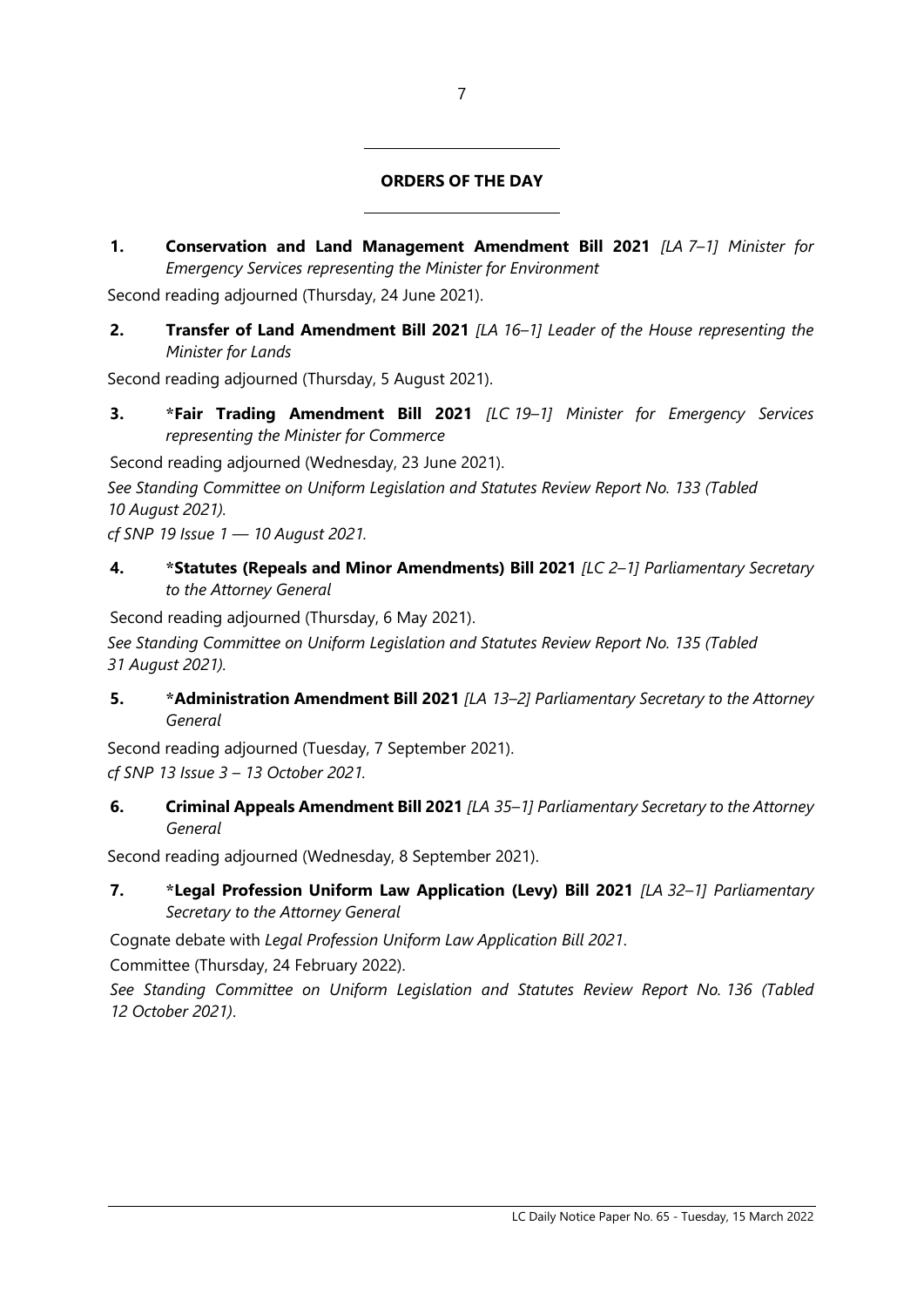## ORDERS OF THE DAY

**1. Conservation and Land Management Amendment Bill 2021** *[LA 7–1] Minister for Emergency Services representing the Minister for Environment*

Second reading adjourned (Thursday, 24 June 2021).

**2. Transfer of Land Amendment Bill 2021** *[LA 16–1] Leader of the House representing the Minister for Lands*

Second reading adjourned (Thursday, 5 August 2021).

**3. *Fair Trading Amendment Bill 2021** *[LC 19–1] Minister for Emergency Services representing the Minister for Commerce*

Second reading adjourned (Wednesday, 23 June 2021).

*See Standing Committee on Uniform Legislation and Statutes Review Report No. 133 (Tabled 10 August 2021).*

*cf SNP 19 Issue 1 — 10 August 2021.*

**4. *Statutes (Repeals and Minor Amendments) Bill 2021** *[LC 2–1] Parliamentary Secretary to the Attorney General*

Second reading adjourned (Thursday, 6 May 2021).

*See Standing Committee on Uniform Legislation and Statutes Review Report No. 135 (Tabled 31 August 2021).*

**5. *Administration Amendment Bill 2021** *[LA 13–2] Parliamentary Secretary to the Attorney General*

Second reading adjourned (Tuesday, 7 September 2021).

*cf SNP 13 Issue 3 – 13 October 2021.*

**6. Criminal Appeals Amendment Bill 2021** *[LA 35–1] Parliamentary Secretary to the Attorney General*

Second reading adjourned (Wednesday, 8 September 2021).

**7. *Legal Profession Uniform Law Application (Levy) Bill 2021** *[LA 32–1] Parliamentary Secretary to the Attorney General*

Cognate debate with *Legal Profession Uniform Law Application Bill 2021*.

Committee (Thursday, 24 February 2022).

*See Standing Committee on Uniform Legislation and Statutes Review Report No. 136 (Tabled 12 October 2021).*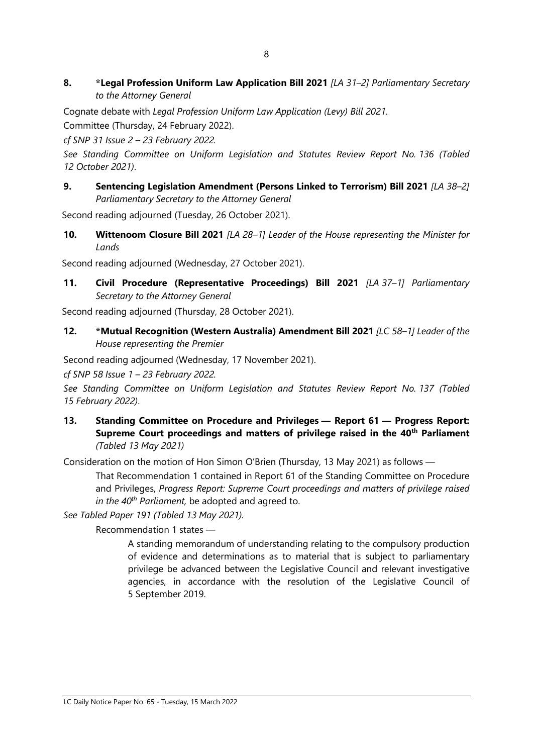**8. *Legal Profession Uniform Law Application Bill 2021** *[LA 31–2] Parliamentary Secretary to the Attorney General*

Cognate debate with *Legal Profession Uniform Law Application (Levy) Bill 2021*.

Committee (Thursday, 24 February 2022).

*cf SNP 31 Issue 2 – 23 February 2022*.

*See Standing Committee on Uniform Legislation and Statutes Review Report No. 136 (Tabled 12 October 2021)*.

**9. Sentencing Legislation Amendment (Persons Linked to Terrorism) Bill 2021** *[LA 38–2] Parliamentary Secretary to the Attorney General*

Second reading adjourned (Tuesday, 26 October 2021).

**10. Wittenoom Closure Bill 2021** *[LA 28–1] Leader of the House representing the Minister for Lands*

Second reading adjourned (Wednesday, 27 October 2021).

**11. Civil Procedure (Representative Proceedings) Bill 2021** *[LA 37–1] Parliamentary Secretary to the Attorney General*

Second reading adjourned (Thursday, 28 October 2021).

**12. *Mutual Recognition (Western Australia) Amendment Bill 2021** *[LC 58–1] Leader of the House representing the Premier*

Second reading adjourned (Wednesday, 17 November 2021).

*cf SNP 58 Issue 1 – 23 February 2022*.

*See Standing Committee on Uniform Legislation and Statutes Review Report No. 137 (Tabled 15 February 2022)*.

**13. Standing Committee on Procedure and Privileges — Report 61 — Progress Report: Supreme Court proceedings and matters of privilege raised in the 40th Parliament** *(Tabled 13 May 2021)*

Consideration on the motion of Hon Simon O'Brien (Thursday, 13 May 2021) as follows —

> That Recommendation 1 contained in Report 61 of the Standing Committee on Procedure and Privileges, *Progress Report: Supreme Court proceedings and matters of privilege raised in the 40th Parliament,* be adopted and agreed to.

*See Tabled Paper 191 (Tabled 13 May 2021)*.

> Recommendation 1 states —
>
> > A standing memorandum of understanding relating to the compulsory production of evidence and determinations as to material that is subject to parliamentary privilege be advanced between the Legislative Council and relevant investigative agencies, in accordance with the resolution of the Legislative Council of 5 September 2019.

LC Daily Notice Paper No. 65 - Tuesday, 15 March 2022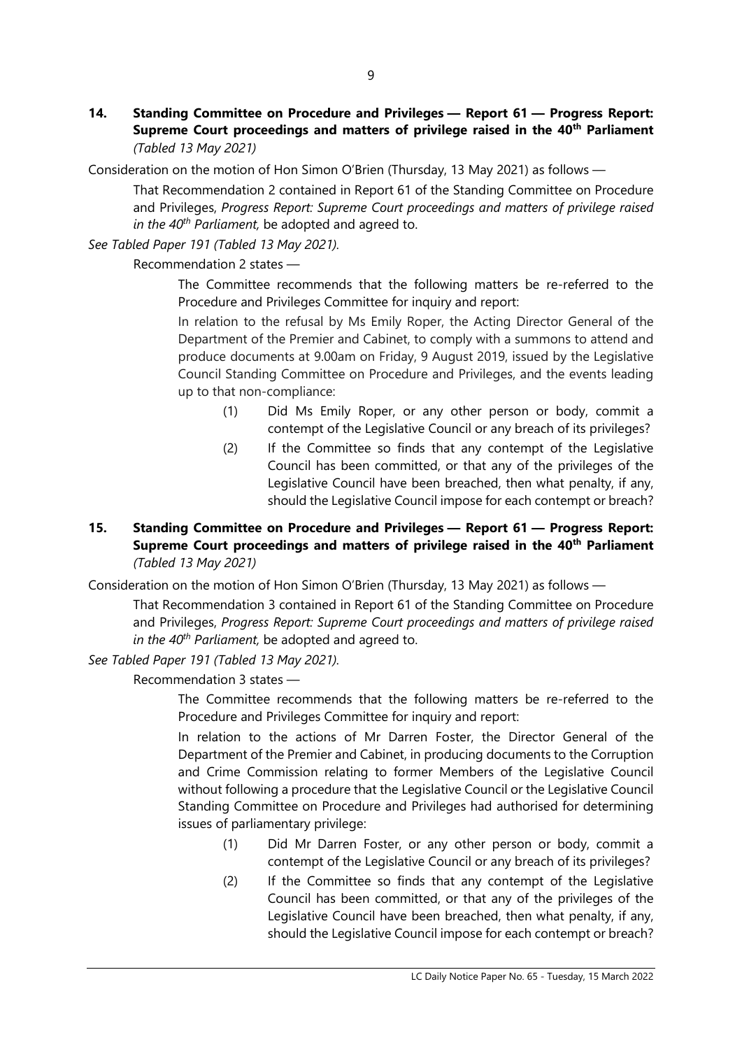**14. Standing Committee on Procedure and Privileges — Report 61 — Progress Report: Supreme Court proceedings and matters of privilege raised in the 40th Parliament** *(Tabled 13 May 2021)*

Consideration on the motion of Hon Simon O'Brien (Thursday, 13 May 2021) as follows —

> That Recommendation 2 contained in Report 61 of the Standing Committee on Procedure and Privileges, *Progress Report: Supreme Court proceedings and matters of privilege raised in the 40th Parliament,* be adopted and agreed to.

*See Tabled Paper 191 (Tabled 13 May 2021).*

Recommendation 2 states —

> The Committee recommends that the following matters be re-referred to the Procedure and Privileges Committee for inquiry and report:
>
> In relation to the refusal by Ms Emily Roper, the Acting Director General of the Department of the Premier and Cabinet, to comply with a summons to attend and produce documents at 9.00am on Friday, 9 August 2019, issued by the Legislative Council Standing Committee on Procedure and Privileges, and the events leading up to that non-compliance:
>
> (1) Did Ms Emily Roper, or any other person or body, commit a contempt of the Legislative Council or any breach of its privileges?
>
> (2) If the Committee so finds that any contempt of the Legislative Council has been committed, or that any of the privileges of the Legislative Council have been breached, then what penalty, if any, should the Legislative Council impose for each contempt or breach?

**15. Standing Committee on Procedure and Privileges — Report 61 — Progress Report: Supreme Court proceedings and matters of privilege raised in the 40th Parliament** *(Tabled 13 May 2021)*

Consideration on the motion of Hon Simon O'Brien (Thursday, 13 May 2021) as follows —

> That Recommendation 3 contained in Report 61 of the Standing Committee on Procedure and Privileges, *Progress Report: Supreme Court proceedings and matters of privilege raised in the 40th Parliament,* be adopted and agreed to.

*See Tabled Paper 191 (Tabled 13 May 2021).*

Recommendation 3 states —

> The Committee recommends that the following matters be re-referred to the Procedure and Privileges Committee for inquiry and report:
>
> In relation to the actions of Mr Darren Foster, the Director General of the Department of the Premier and Cabinet, in producing documents to the Corruption and Crime Commission relating to former Members of the Legislative Council without following a procedure that the Legislative Council or the Legislative Council Standing Committee on Procedure and Privileges had authorised for determining issues of parliamentary privilege:
>
> (1) Did Mr Darren Foster, or any other person or body, commit a contempt of the Legislative Council or any breach of its privileges?
>
> (2) If the Committee so finds that any contempt of the Legislative Council has been committed, or that any of the privileges of the Legislative Council have been breached, then what penalty, if any, should the Legislative Council impose for each contempt or breach?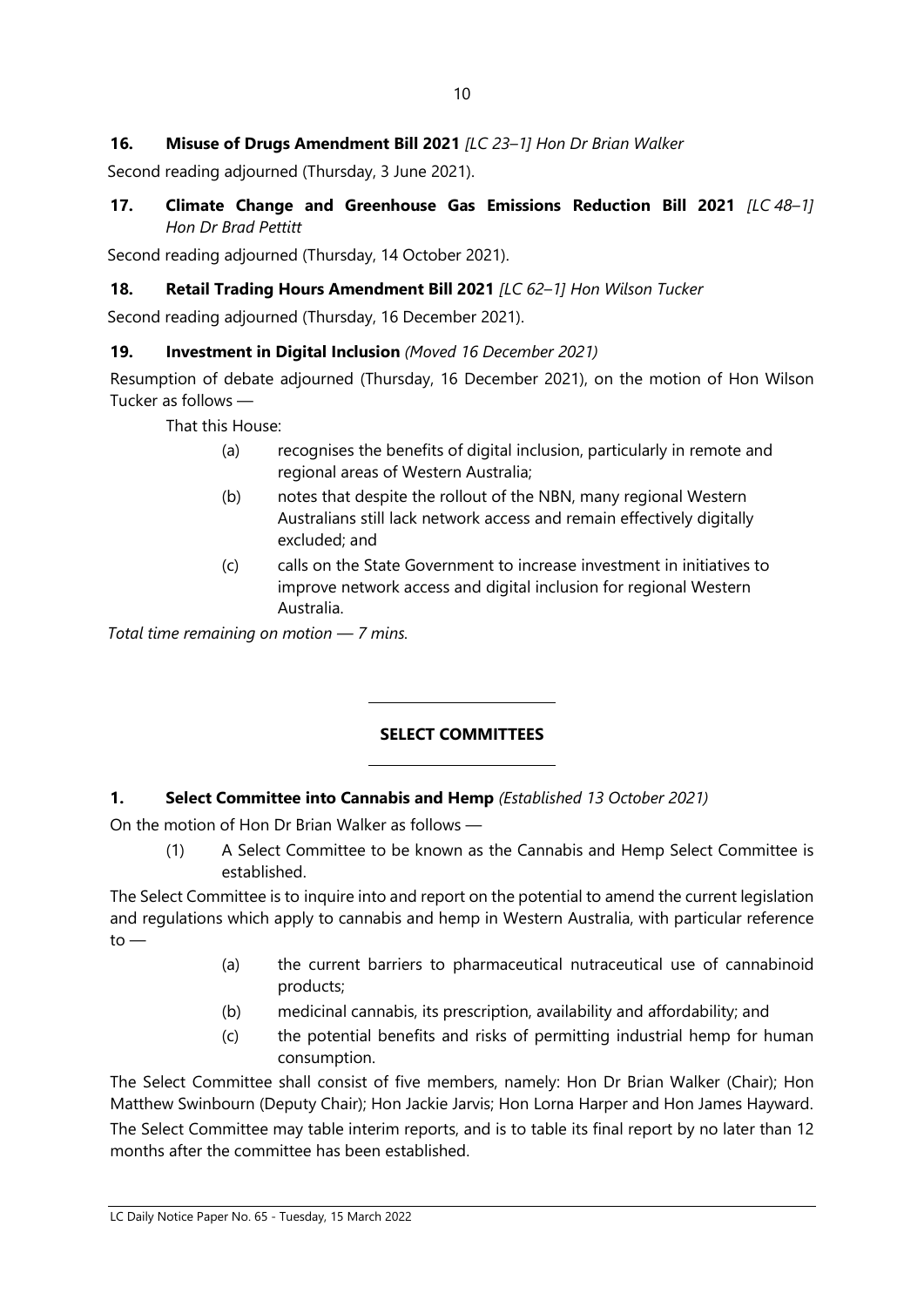**16. Misuse of Drugs Amendment Bill 2021** *[LC 23–1] Hon Dr Brian Walker*

Second reading adjourned (Thursday, 3 June 2021).

**17. Climate Change and Greenhouse Gas Emissions Reduction Bill 2021** *[LC 48–1] Hon Dr Brad Pettitt*

Second reading adjourned (Thursday, 14 October 2021).

**18. Retail Trading Hours Amendment Bill 2021** *[LC 62–1] Hon Wilson Tucker*

Second reading adjourned (Thursday, 16 December 2021).

**19. Investment in Digital Inclusion** *(Moved 16 December 2021)*

Resumption of debate adjourned (Thursday, 16 December 2021), on the motion of Hon Wilson Tucker as follows —

That this House:

(a) recognises the benefits of digital inclusion, particularly in remote and regional areas of Western Australia;

(b) notes that despite the rollout of the NBN, many regional Western Australians still lack network access and remain effectively digitally excluded; and

(c) calls on the State Government to increase investment in initiatives to improve network access and digital inclusion for regional Western Australia.

*Total time remaining on motion — 7 mins.*

---

## SELECT COMMITTEES

---

**1. Select Committee into Cannabis and Hemp** *(Established 13 October 2021)*

On the motion of Hon Dr Brian Walker as follows —

(1) A Select Committee to be known as the Cannabis and Hemp Select Committee is established.

The Select Committee is to inquire into and report on the potential to amend the current legislation and regulations which apply to cannabis and hemp in Western Australia, with particular reference to —

(a) the current barriers to pharmaceutical nutraceutical use of cannabinoid products;

(b) medicinal cannabis, its prescription, availability and affordability; and

(c) the potential benefits and risks of permitting industrial hemp for human consumption.

The Select Committee shall consist of five members, namely: Hon Dr Brian Walker (Chair); Hon Matthew Swinbourn (Deputy Chair); Hon Jackie Jarvis; Hon Lorna Harper and Hon James Hayward.

The Select Committee may table interim reports, and is to table its final report by no later than 12 months after the committee has been established.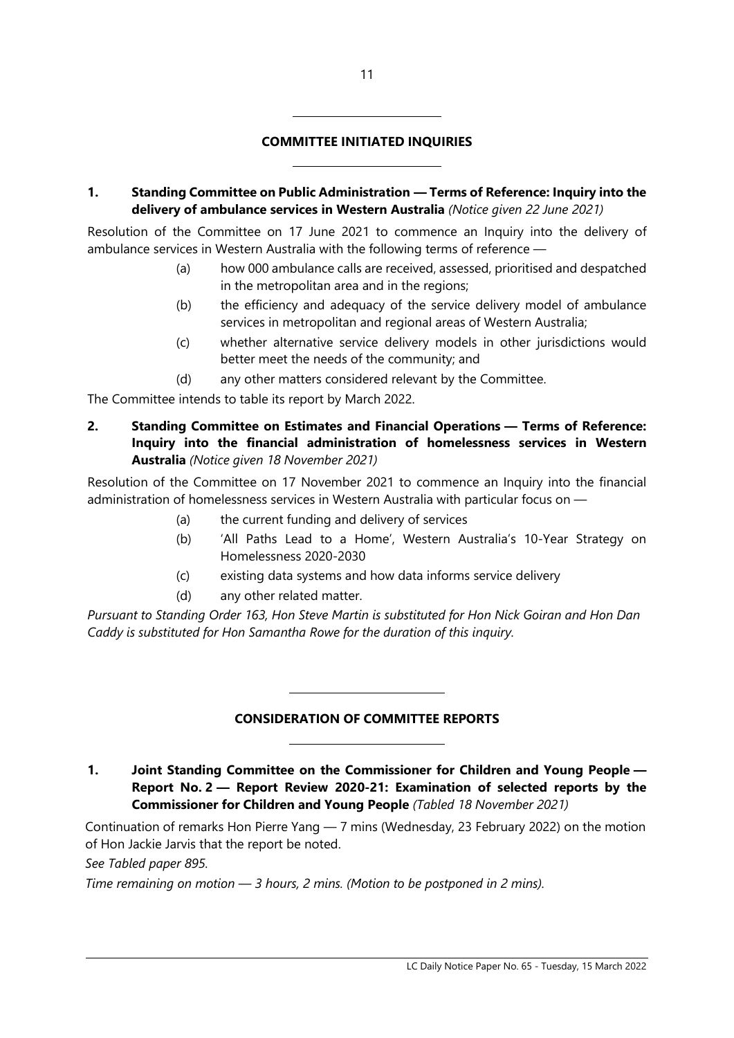## COMMITTEE INITIATED INQUIRIES

**1. Standing Committee on Public Administration — Terms of Reference: Inquiry into the delivery of ambulance services in Western Australia** *(Notice given 22 June 2021)*

Resolution of the Committee on 17 June 2021 to commence an Inquiry into the delivery of ambulance services in Western Australia with the following terms of reference —

(a) how 000 ambulance calls are received, assessed, prioritised and despatched in the metropolitan area and in the regions;

(b) the efficiency and adequacy of the service delivery model of ambulance services in metropolitan and regional areas of Western Australia;

(c) whether alternative service delivery models in other jurisdictions would better meet the needs of the community; and

(d) any other matters considered relevant by the Committee.

The Committee intends to table its report by March 2022.

**2. Standing Committee on Estimates and Financial Operations — Terms of Reference: Inquiry into the financial administration of homelessness services in Western Australia** *(Notice given 18 November 2021)*

Resolution of the Committee on 17 November 2021 to commence an Inquiry into the financial administration of homelessness services in Western Australia with particular focus on —

(a) the current funding and delivery of services

(b) 'All Paths Lead to a Home', Western Australia's 10-Year Strategy on Homelessness 2020-2030

(c) existing data systems and how data informs service delivery

(d) any other related matter.

*Pursuant to Standing Order 163, Hon Steve Martin is substituted for Hon Nick Goiran and Hon Dan Caddy is substituted for Hon Samantha Rowe for the duration of this inquiry.*

## CONSIDERATION OF COMMITTEE REPORTS

**1. Joint Standing Committee on the Commissioner for Children and Young People — Report No. 2 — Report Review 2020-21: Examination of selected reports by the Commissioner for Children and Young People** *(Tabled 18 November 2021)*

Continuation of remarks Hon Pierre Yang — 7 mins (Wednesday, 23 February 2022) on the motion of Hon Jackie Jarvis that the report be noted.

*See Tabled paper 895.*

*Time remaining on motion — 3 hours, 2 mins. (Motion to be postponed in 2 mins).*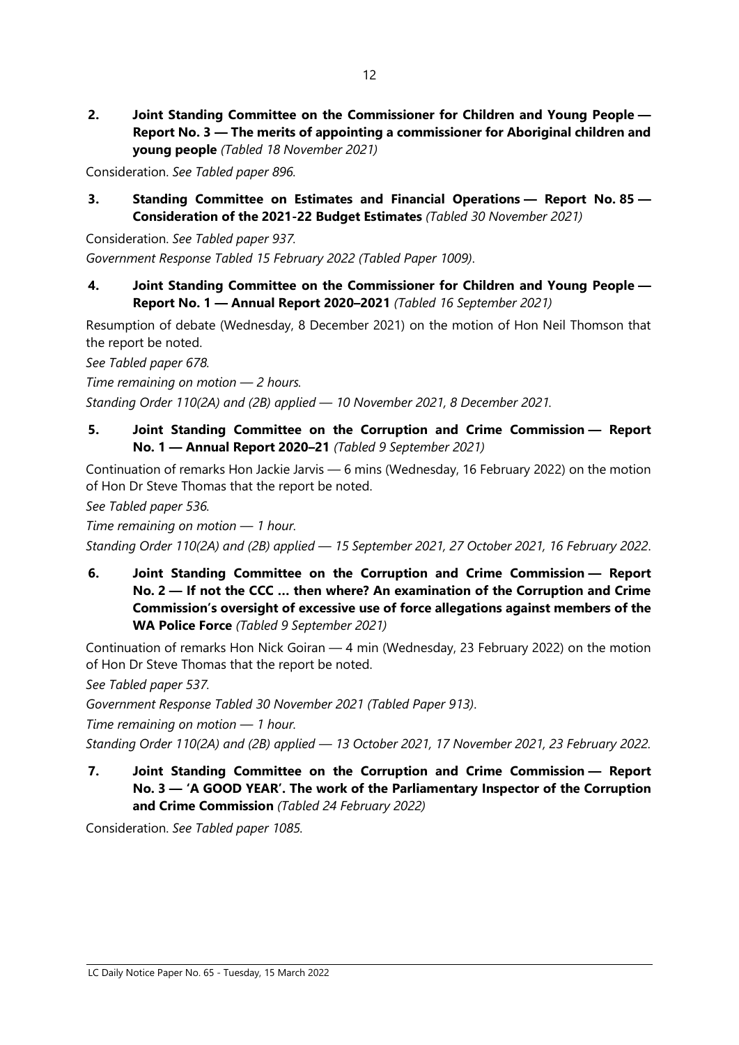**2. Joint Standing Committee on the Commissioner for Children and Young People — Report No. 3 — The merits of appointing a commissioner for Aboriginal children and young people** *(Tabled 18 November 2021)*

Consideration. *See Tabled paper 896.*

**3. Standing Committee on Estimates and Financial Operations — Report No. 85 — Consideration of the 2021-22 Budget Estimates** *(Tabled 30 November 2021)*

Consideration. *See Tabled paper 937.*

*Government Response Tabled 15 February 2022 (Tabled Paper 1009).*

**4. Joint Standing Committee on the Commissioner for Children and Young People — Report No. 1 — Annual Report 2020–2021** *(Tabled 16 September 2021)*

Resumption of debate (Wednesday, 8 December 2021) on the motion of Hon Neil Thomson that the report be noted.

*See Tabled paper 678.*

*Time remaining on motion — 2 hours.*

*Standing Order 110(2A) and (2B) applied — 10 November 2021, 8 December 2021.*

**5. Joint Standing Committee on the Corruption and Crime Commission — Report No. 1 — Annual Report 2020–21** *(Tabled 9 September 2021)*

Continuation of remarks Hon Jackie Jarvis — 6 mins (Wednesday, 16 February 2022) on the motion of Hon Dr Steve Thomas that the report be noted.

*See Tabled paper 536.*

*Time remaining on motion — 1 hour.*

*Standing Order 110(2A) and (2B) applied — 15 September 2021, 27 October 2021, 16 February 2022.*

**6. Joint Standing Committee on the Corruption and Crime Commission — Report No. 2 — If not the CCC … then where? An examination of the Corruption and Crime Commission's oversight of excessive use of force allegations against members of the WA Police Force** *(Tabled 9 September 2021)*

Continuation of remarks Hon Nick Goiran — 4 min (Wednesday, 23 February 2022) on the motion of Hon Dr Steve Thomas that the report be noted.

*See Tabled paper 537.*

*Government Response Tabled 30 November 2021 (Tabled Paper 913).*

*Time remaining on motion — 1 hour.*

*Standing Order 110(2A) and (2B) applied — 13 October 2021, 17 November 2021, 23 February 2022.*

**7. Joint Standing Committee on the Corruption and Crime Commission — Report No. 3 — 'A GOOD YEAR'. The work of the Parliamentary Inspector of the Corruption and Crime Commission** *(Tabled 24 February 2022)*

Consideration. *See Tabled paper 1085.*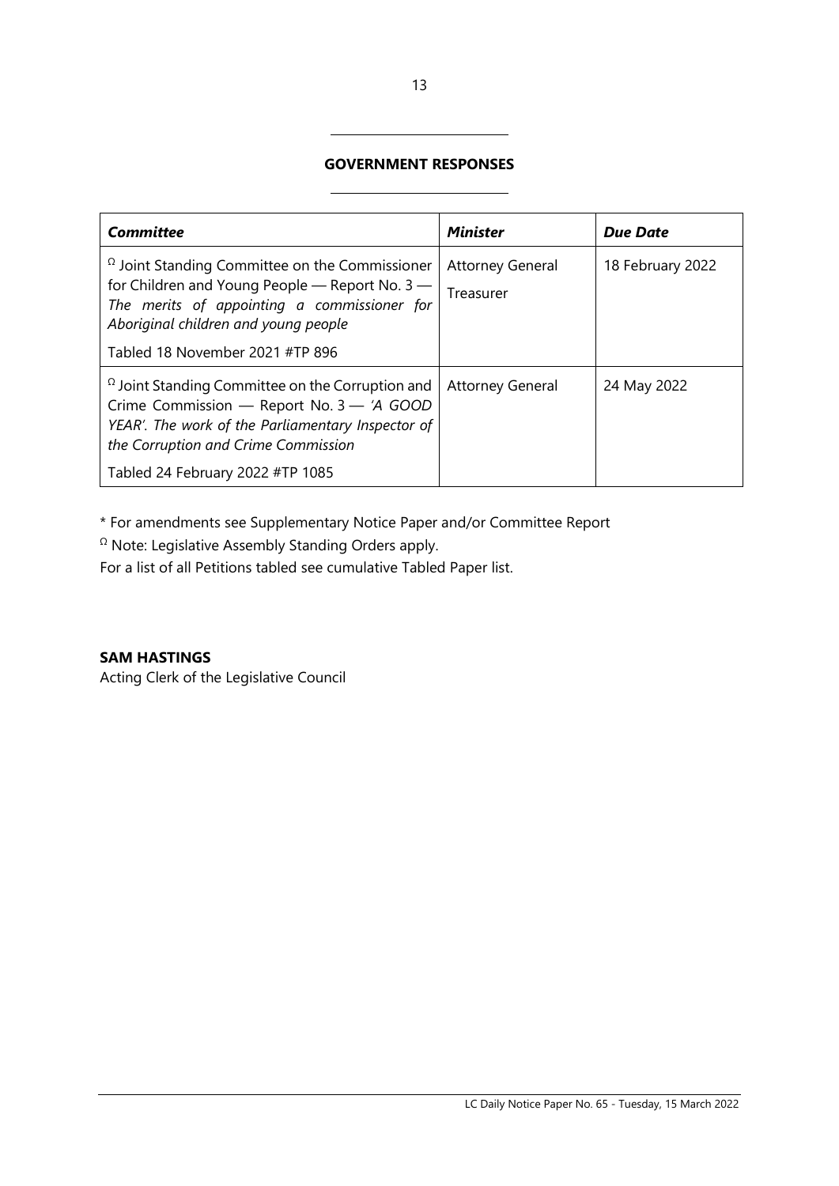## GOVERNMENT RESPONSES

| ***Committee*** | ***Minister*** | ***Due Date*** |
| --- | --- | --- |
| Ω Joint Standing Committee on the Commissioner for Children and Young People — Report No. 3 — *The merits of appointing a commissioner for Aboriginal children and young people*<br><br>Tabled 18 November 2021 #TP 896 | Attorney General<br><br>Treasurer | 18 February 2022 |
| Ω Joint Standing Committee on the Corruption and Crime Commission — Report No. 3 — *'A GOOD YEAR'. The work of the Parliamentary Inspector of the Corruption and Crime Commission*<br><br>Tabled 24 February 2022 #TP 1085 | Attorney General | 24 May 2022 |

* For amendments see Supplementary Notice Paper and/or Committee Report

Ω Note: Legislative Assembly Standing Orders apply.

For a list of all Petitions tabled see cumulative Tabled Paper list.

**SAM HASTINGS**

Acting Clerk of the Legislative Council